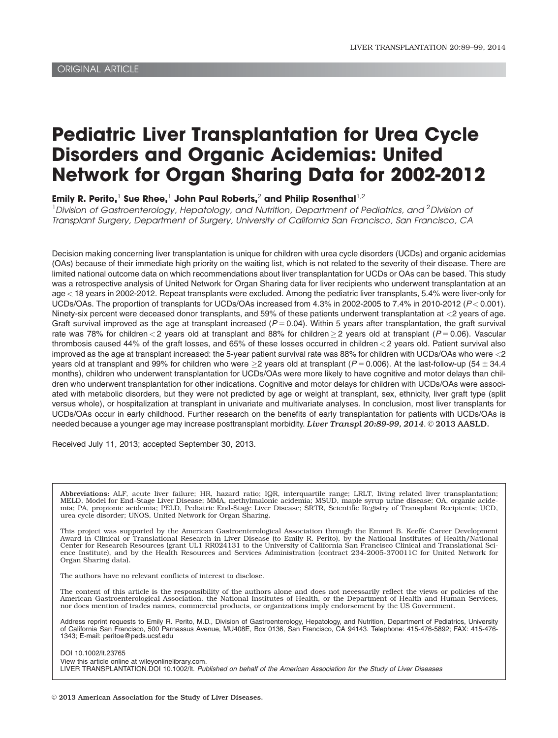ORIGINAL ARTICLE

# Pediatric Liver Transplantation for Urea Cycle Disorders and Organic Acidemias: United Network for Organ Sharing Data for 2002-2012

**Emily R. Perito,**[1] **Sue Rhee,**[1] **John Paul Roberts,**[2] **and Philip Rosenthal**[1,2]

[1]*Division of Gastroenterology, Hepatology, and Nutrition, Department of Pediatrics, and* [2]*Division of Transplant Surgery, Department of Surgery, University of California San Francisco, San Francisco, CA*

Decision making concerning liver transplantation is unique for children with urea cycle disorders (UCDs) and organic acidemias (OAs) because of their immediate high priority on the waiting list, which is not related to the severity of their disease. There are limited national outcome data on which recommendations about liver transplantation for UCDs or OAs can be based. This study was a retrospective analysis of United Network for Organ Sharing data for liver recipients who underwent transplantation at an age < 18 years in 2002-2012. Repeat transplants were excluded. Among the pediatric liver transplants, 5.4% were liver-only for UCDs/OAs. The proportion of transplants for UCDs/OAs increased from 4.3% in 2002-2005 to 7.4% in 2010-2012 ($P < 0.001$). Ninety-six percent were deceased donor transplants, and 59% of these patients underwent transplantation at <2 years of age. Graft survival improved as the age at transplant increased ($P = 0.04$). Within 5 years after transplantation, the graft survival rate was 78% for children < 2 years old at transplant and 88% for children ≥ 2 years old at transplant ($P = 0.06$). Vascular thrombosis caused 44% of the graft losses, and 65% of these losses occurred in children < 2 years old. Patient survival also improved as the age at transplant increased: the 5-year patient survival rate was 88% for children with UCDs/OAs who were <2 years old at transplant and 99% for children who were ≥2 years old at transplant ($P = 0.006$). At the last-follow-up (54 ± 34.4 months), children who underwent transplantation for UCDs/OAs were more likely to have cognitive and motor delays than children who underwent transplantation for other indications. Cognitive and motor delays for children with UCDs/OAs were associated with metabolic disorders, but they were not predicted by age or weight at transplant, sex, ethnicity, liver graft type (split versus whole), or hospitalization at transplant in univariate and multivariate analyses. In conclusion, most liver transplants for UCDs/OAs occur in early childhood. Further research on the benefits of early transplantation for patients with UCDs/OAs is needed because a younger age may increase posttransplant morbidity. *Liver Transpl 20:89-99, 2014*. © **2013 AASLD.**

Received July 11, 2013; accepted September 30, 2013.

**Abbreviations:** ALF, acute liver failure; HR, hazard ratio; IQR, interquartile range; LRLT, living related liver transplantation; MELD, Model for End-Stage Liver Disease; MMA, methylmalonic acidemia; MSUD, maple syrup urine disease; OA, organic acidemia; PA, propionic acidemia; PELD, Pediatric End-Stage Liver Disease; SRTR, Scientific Registry of Transplant Recipients; UCD, urea cycle disorder; UNOS, United Network for Organ Sharing.

This project was supported by the American Gastroenterological Association through the Emmet B. Keeffe Career Development Award in Clinical or Translational Research in Liver Disease (to Emily R. Perito), by the National Institutes of Health/National Center for Research Resources (grant UL1 RR024131 to the University of California San Francisco Clinical and Translational Science Institute), and by the Health Resources and Services Administration (contract 234-2005-370011C for United Network for Organ Sharing data).

The authors have no relevant conflicts of interest to disclose.

The content of this article is the responsibility of the authors alone and does not necessarily reflect the views or policies of the American Gastroenterological Association, the National Institutes of Health, or the Department of Health and Human Services, nor does mention of trades names, commercial products, or organizations imply endorsement by the US Government.

Address reprint requests to Emily R. Perito, M.D., Division of Gastroenterology, Hepatology, and Nutrition, Department of Pediatrics, University of California San Francisco, 500 Parnassus Avenue, MU408E, Box 0136, San Francisco, CA 94143. Telephone: 415-476-5892; FAX: 415-476-1343; E-mail: peritoe@peds.ucsf.edu

DOI 10.1002/lt.23765
View this article online at wileyonlinelibrary.com.
LIVER TRANSPLANTATION.DOI 10.1002/lt. *Published on behalf of the American Association for the Study of Liver Diseases*

© 2013 American Association for the Study of Liver Diseases.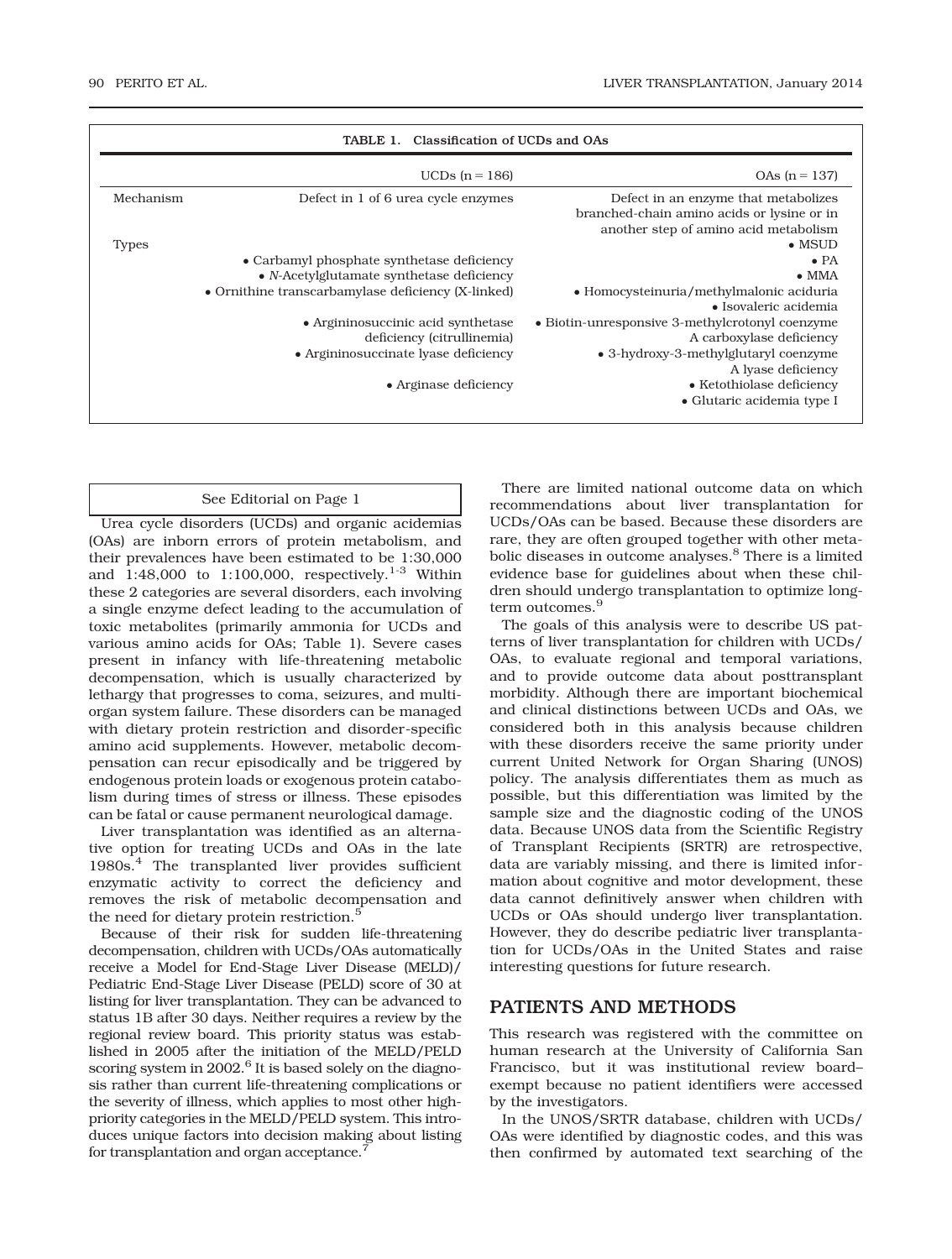**TABLE 1. Classification of UCDs and OAs**

| | UCDs (n = 186) | OAs (n = 137) |
|---|---|---|
| Mechanism | Defect in 1 of 6 urea cycle enzymes | Defect in an enzyme that metabolizes branched-chain amino acids or lysine or in another step of amino acid metabolism |
| Types | • Carbamyl phosphate synthetase deficiency | • MSUD |
| | • *N*-Acetylglutamate synthetase deficiency | • PA |
| | • Ornithine transcarbamylase deficiency (X-linked) | • MMA |
| | • Argininosuccinic acid synthetase deficiency (citrullinemia) | • Homocysteinuria/methylmalonic aciduria |
| | • Argininosuccinate lyase deficiency | • Isovaleric acidemia |
| | • Arginase deficiency | • Biotin-unresponsive 3-methylcrotonyl coenzyme A carboxylase deficiency |
| | | • 3-hydroxy-3-methylglutaryl coenzyme A lyase deficiency |
| | | • Ketothiolase deficiency |
| | | • Glutaric acidemia type I |

See Editorial on Page 1

Urea cycle disorders (UCDs) and organic acidemias (OAs) are inborn errors of protein metabolism, and their prevalences have been estimated to be 1:30,000 and 1:48,000 to 1:100,000, respectively.[1-3] Within these 2 categories are several disorders, each involving a single enzyme defect leading to the accumulation of toxic metabolites (primarily ammonia for UCDs and various amino acids for OAs; Table 1). Severe cases present in infancy with life-threatening metabolic decompensation, which is usually characterized by lethargy that progresses to coma, seizures, and multiorgan system failure. These disorders can be managed with dietary protein restriction and disorder-specific amino acid supplements. However, metabolic decompensation can recur episodically and be triggered by endogenous protein loads or exogenous protein catabolism during times of stress or illness. These episodes can be fatal or cause permanent neurological damage.

Liver transplantation was identified as an alternative option for treating UCDs and OAs in the late 1980s.[4] The transplanted liver provides sufficient enzymatic activity to correct the deficiency and removes the risk of metabolic decompensation and the need for dietary protein restriction.[5]

Because of their risk for sudden life-threatening decompensation, children with UCDs/OAs automatically receive a Model for End-Stage Liver Disease (MELD)/Pediatric End-Stage Liver Disease (PELD) score of 30 at listing for liver transplantation. They can be advanced to status 1B after 30 days. Neither requires a review by the regional review board. This priority status was established in 2005 after the initiation of the MELD/PELD scoring system in 2002.[6] It is based solely on the diagnosis rather than current life-threatening complications or the severity of illness, which applies to most other high-priority categories in the MELD/PELD system. This introduces unique factors into decision making about listing for transplantation and organ acceptance.[7]

There are limited national outcome data on which recommendations about liver transplantation for UCDs/OAs can be based. Because these disorders are rare, they are often grouped together with other metabolic diseases in outcome analyses.[8] There is a limited evidence base for guidelines about when these children should undergo transplantation to optimize long-term outcomes.[9]

The goals of this analysis were to describe US patterns of liver transplantation for children with UCDs/OAs, to evaluate regional and temporal variations, and to provide outcome data about posttransplant morbidity. Although there are important biochemical and clinical distinctions between UCDs and OAs, we considered both in this analysis because children with these disorders receive the same priority under current United Network for Organ Sharing (UNOS) policy. The analysis differentiates them as much as possible, but this differentiation was limited by the sample size and the diagnostic coding of the UNOS data. Because UNOS data from the Scientific Registry of Transplant Recipients (SRTR) are retrospective, data are variably missing, and there is limited information about cognitive and motor development, these data cannot definitively answer when children with UCDs or OAs should undergo liver transplantation. However, they do describe pediatric liver transplantation for UCDs/OAs in the United States and raise interesting questions for future research.

## PATIENTS AND METHODS

This research was registered with the committee on human research at the University of California San Francisco, but it was institutional review board–exempt because no patient identifiers were accessed by the investigators.

In the UNOS/SRTR database, children with UCDs/OAs were identified by diagnostic codes, and this was then confirmed by automated text searching of the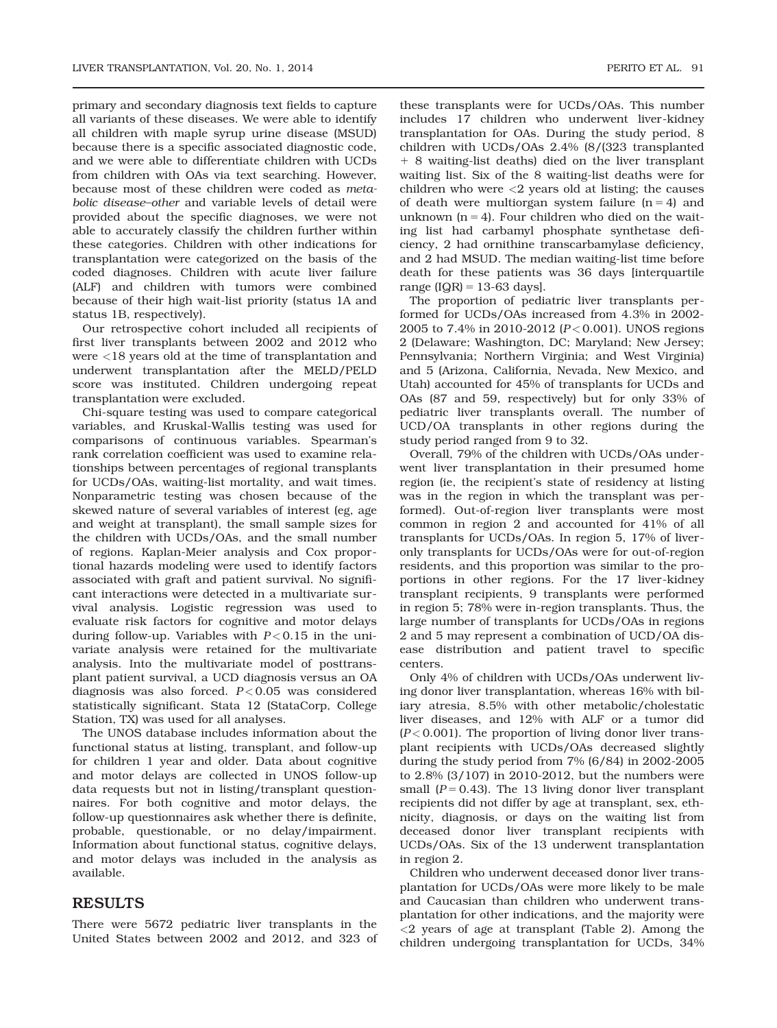primary and secondary diagnosis text fields to capture all variants of these diseases. We were able to identify all children with maple syrup urine disease (MSUD) because there is a specific associated diagnostic code, and we were able to differentiate children with UCDs from children with OAs via text searching. However, because most of these children were coded as *metabolic disease–other* and variable levels of detail were provided about the specific diagnoses, we were not able to accurately classify the children further within these categories. Children with other indications for transplantation were categorized on the basis of the coded diagnoses. Children with acute liver failure (ALF) and children with tumors were combined because of their high wait-list priority (status 1A and status 1B, respectively).

Our retrospective cohort included all recipients of first liver transplants between 2002 and 2012 who were <18 years old at the time of transplantation and underwent transplantation after the MELD/PELD score was instituted. Children undergoing repeat transplantation were excluded.

Chi-square testing was used to compare categorical variables, and Kruskal-Wallis testing was used for comparisons of continuous variables. Spearman's rank correlation coefficient was used to examine relationships between percentages of regional transplants for UCDs/OAs, waiting-list mortality, and wait times. Nonparametric testing was chosen because of the skewed nature of several variables of interest (eg, age and weight at transplant), the small sample sizes for the children with UCDs/OAs, and the small number of regions. Kaplan-Meier analysis and Cox proportional hazards modeling were used to identify factors associated with graft and patient survival. No significant interactions were detected in a multivariate survival analysis. Logistic regression was used to evaluate risk factors for cognitive and motor delays during follow-up. Variables with $P < 0.15$ in the univariate analysis were retained for the multivariate analysis. Into the multivariate model of posttransplant patient survival, a UCD diagnosis versus an OA diagnosis was also forced. $P < 0.05$ was considered statistically significant. Stata 12 (StataCorp, College Station, TX) was used for all analyses.

The UNOS database includes information about the functional status at listing, transplant, and follow-up for children 1 year and older. Data about cognitive and motor delays are collected in UNOS follow-up data requests but not in listing/transplant questionnaires. For both cognitive and motor delays, the follow-up questionnaires ask whether there is definite, probable, questionable, or no delay/impairment. Information about functional status, cognitive delays, and motor delays was included in the analysis as available.

## RESULTS

There were 5672 pediatric liver transplants in the United States between 2002 and 2012, and 323 of these transplants were for UCDs/OAs. This number includes 17 children who underwent liver-kidney transplantation for OAs. During the study period, 8 children with UCDs/OAs 2.4% (8/(323 transplanted + 8 waiting-list deaths) died on the liver transplant waiting list. Six of the 8 waiting-list deaths were for children who were <2 years old at listing; the causes of death were multiorgan system failure (n = 4) and unknown (n = 4). Four children who died on the waiting list had carbamyl phosphate synthetase deficiency, 2 had ornithine transcarbamylase deficiency, and 2 had MSUD. The median waiting-list time before death for these patients was 36 days [interquartile range (IQR) = 13-63 days].

The proportion of pediatric liver transplants performed for UCDs/OAs increased from 4.3% in 2002-2005 to 7.4% in 2010-2012 ($P < 0.001$). UNOS regions 2 (Delaware; Washington, DC; Maryland; New Jersey; Pennsylvania; Northern Virginia; and West Virginia) and 5 (Arizona, California, Nevada, New Mexico, and Utah) accounted for 45% of transplants for UCDs and OAs (87 and 59, respectively) but for only 33% of pediatric liver transplants overall. The number of UCD/OA transplants in other regions during the study period ranged from 9 to 32.

Overall, 79% of the children with UCDs/OAs underwent liver transplantation in their presumed home region (ie, the recipient's state of residency at listing was in the region in which the transplant was performed). Out-of-region liver transplants were most common in region 2 and accounted for 41% of all transplants for UCDs/OAs. In region 5, 17% of liver-only transplants for UCDs/OAs were for out-of-region residents, and this proportion was similar to the proportions in other regions. For the 17 liver-kidney transplant recipients, 9 transplants were performed in region 5; 78% were in-region transplants. Thus, the large number of transplants for UCDs/OAs in regions 2 and 5 may represent a combination of UCD/OA disease distribution and patient travel to specific centers.

Only 4% of children with UCDs/OAs underwent living donor liver transplantation, whereas 16% with biliary atresia, 8.5% with other metabolic/cholestatic liver diseases, and 12% with ALF or a tumor did ($P < 0.001$). The proportion of living donor liver transplant recipients with UCDs/OAs decreased slightly during the study period from 7% (6/84) in 2002-2005 to 2.8% (3/107) in 2010-2012, but the numbers were small ($P = 0.43$). The 13 living donor liver transplant recipients did not differ by age at transplant, sex, ethnicity, diagnosis, or days on the waiting list from deceased donor liver transplant recipients with UCDs/OAs. Six of the 13 underwent transplantation in region 2.

Children who underwent deceased donor liver transplantation for UCDs/OAs were more likely to be male and Caucasian than children who underwent transplantation for other indications, and the majority were <2 years of age at transplant (Table 2). Among the children undergoing transplantation for UCDs, 34%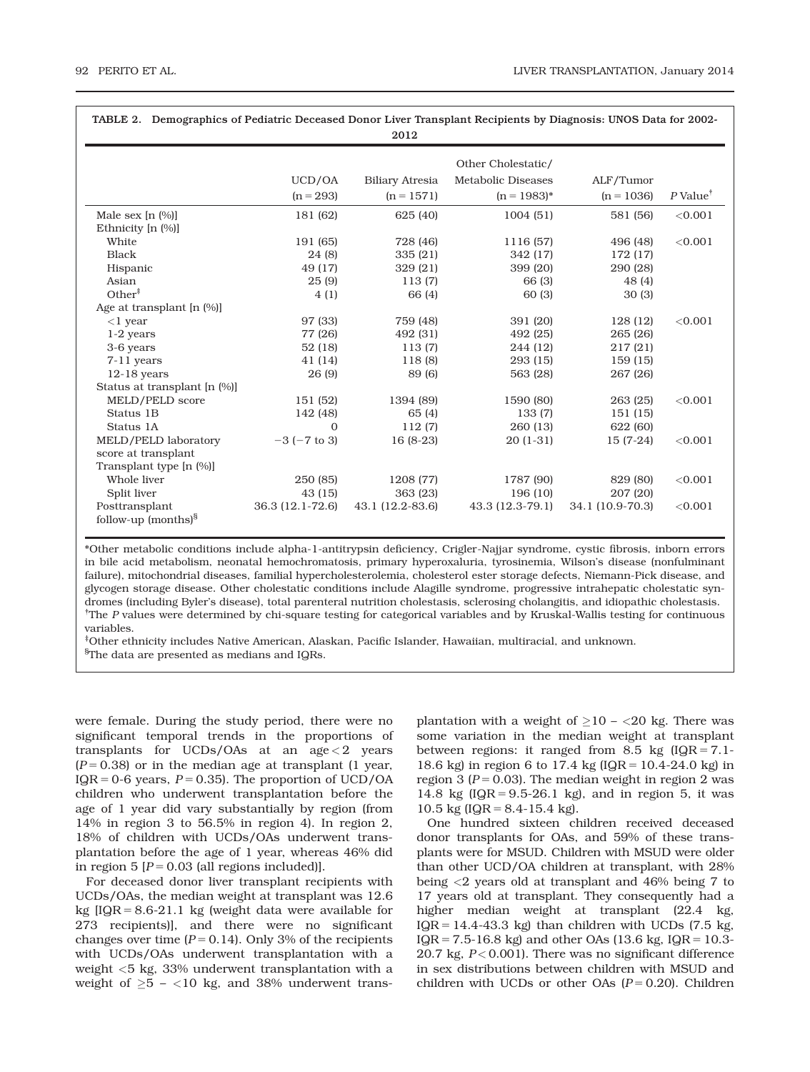**TABLE 2. Demographics of Pediatric Deceased Donor Liver Transplant Recipients by Diagnosis: UNOS Data for 2002-2012**

| | UCD/OA (n = 293) | Biliary Atresia (n = 1571) | Other Cholestatic/ Metabolic Diseases (n = 1983)* | ALF/Tumor (n = 1036) | P Value[†] |
|---|---|---|---|---|---|
| Male sex [n (%)] | 181 (62) | 625 (40) | 1004 (51) | 581 (56) | <0.001 |
| Ethnicity [n (%)] | | | | | |
| White | 191 (65) | 728 (46) | 1116 (57) | 496 (48) | <0.001 |
| Black | 24 (8) | 335 (21) | 342 (17) | 172 (17) | |
| Hispanic | 49 (17) | 329 (21) | 399 (20) | 290 (28) | |
| Asian | 25 (9) | 113 (7) | 66 (3) | 48 (4) | |
| Other[‡] | 4 (1) | 66 (4) | 60 (3) | 30 (3) | |
| Age at transplant [n (%)] | | | | | |
| <1 year | 97 (33) | 759 (48) | 391 (20) | 128 (12) | <0.001 |
| 1-2 years | 77 (26) | 492 (31) | 492 (25) | 265 (26) | |
| 3-6 years | 52 (18) | 113 (7) | 244 (12) | 217 (21) | |
| 7-11 years | 41 (14) | 118 (8) | 293 (15) | 159 (15) | |
| 12-18 years | 26 (9) | 89 (6) | 563 (28) | 267 (26) | |
| Status at transplant [n (%)] | | | | | |
| MELD/PELD score | 151 (52) | 1394 (89) | 1590 (80) | 263 (25) | <0.001 |
| Status 1B | 142 (48) | 65 (4) | 133 (7) | 151 (15) | |
| Status 1A | 0 | 112 (7) | 260 (13) | 622 (60) | |
| MELD/PELD laboratory score at transplant | −3 (−7 to 3) | 16 (8-23) | 20 (1-31) | 15 (7-24) | <0.001 |
| Transplant type [n (%)] | | | | | |
| Whole liver | 250 (85) | 1208 (77) | 1787 (90) | 829 (80) | <0.001 |
| Split liver | 43 (15) | 363 (23) | 196 (10) | 207 (20) | |
| Posttransplant follow-up (months)[§] | 36.3 (12.1-72.6) | 43.1 (12.2-83.6) | 43.3 (12.3-79.1) | 34.1 (10.9-70.3) | <0.001 |

*Other metabolic conditions include alpha-1-antitrypsin deficiency, Crigler-Najjar syndrome, cystic fibrosis, inborn errors in bile acid metabolism, neonatal hemochromatosis, primary hyperoxaluria, tyrosinemia, Wilson's disease (nonfulminant failure), mitochondrial diseases, familial hypercholesterolemia, cholesterol ester storage defects, Niemann-Pick disease, and glycogen storage disease. Other cholestatic conditions include Alagille syndrome, progressive intrahepatic cholestatic syndromes (including Byler's disease), total parenteral nutrition cholestasis, sclerosing cholangitis, and idiopathic cholestasis.
[†]The P values were determined by chi-square testing for categorical variables and by Kruskal-Wallis testing for continuous variables.
[‡]Other ethnicity includes Native American, Alaskan, Pacific Islander, Hawaiian, multiracial, and unknown.
[§]The data are presented as medians and IQRs.

were female. During the study period, there were no significant temporal trends in the proportions of transplants for UCDs/OAs at an age < 2 years ($P = 0.38$) or in the median age at transplant (1 year, IQR = 0-6 years, $P = 0.35$). The proportion of UCD/OA children who underwent transplantation before the age of 1 year did vary substantially by region (from 14% in region 3 to 56.5% in region 4). In region 2, 18% of children with UCDs/OAs underwent transplantation before the age of 1 year, whereas 46% did in region 5 [$P = 0.03$ (all regions included)].

For deceased donor liver transplant recipients with UCDs/OAs, the median weight at transplant was 12.6 kg [IQR = 8.6-21.1 kg (weight data were available for 273 recipients)], and there were no significant changes over time ($P = 0.14$). Only 3% of the recipients with UCDs/OAs underwent transplantation with a weight <5 kg, 33% underwent transplantation with a weight of ≥5 – <10 kg, and 38% underwent transplantation with a weight of ≥10 – <20 kg. There was some variation in the median weight at transplant between regions: it ranged from 8.5 kg (IQR = 7.1-18.6 kg) in region 6 to 17.4 kg (IQR = 10.4-24.0 kg) in region 3 ($P = 0.03$). The median weight in region 2 was 14.8 kg (IQR = 9.5-26.1 kg), and in region 5, it was 10.5 kg (IQR = 8.4-15.4 kg).

One hundred sixteen children received deceased donor transplants for OAs, and 59% of these transplants were for MSUD. Children with MSUD were older than other UCD/OA children at transplant, with 28% being <2 years old at transplant and 46% being 7 to 17 years old at transplant. They consequently had a higher median weight at transplant (22.4 kg, IQR = 14.4-43.3 kg) than children with UCDs (7.5 kg, IQR = 7.5-16.8 kg) and other OAs (13.6 kg, IQR = 10.3-20.7 kg, $P < 0.001$). There was no significant difference in sex distributions between children with MSUD and children with UCDs or other OAs ($P = 0.20$). Children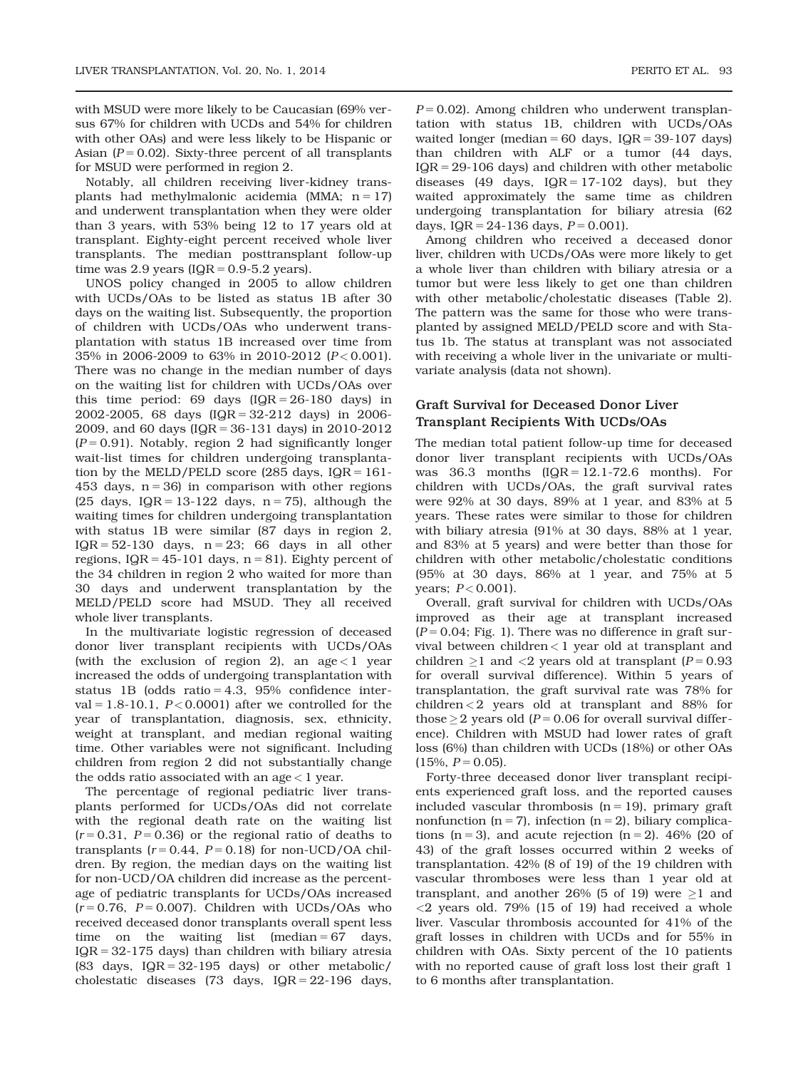with MSUD were more likely to be Caucasian (69% versus 67% for children with UCDs and 54% for children with other OAs) and were less likely to be Hispanic or Asian ($P = 0.02$). Sixty-three percent of all transplants for MSUD were performed in region 2.

Notably, all children receiving liver-kidney transplants had methylmalonic acidemia (MMA; n = 17) and underwent transplantation when they were older than 3 years, with 53% being 12 to 17 years old at transplant. Eighty-eight percent received whole liver transplants. The median posttransplant follow-up time was 2.9 years (IQR = 0.9-5.2 years).

UNOS policy changed in 2005 to allow children with UCDs/OAs to be listed as status 1B after 30 days on the waiting list. Subsequently, the proportion of children with UCDs/OAs who underwent transplantation with status 1B increased over time from 35% in 2006-2009 to 63% in 2010-2012 ($P < 0.001$). There was no change in the median number of days on the waiting list for children with UCDs/OAs over this time period: 69 days (IQR = 26-180 days) in 2002-2005, 68 days (IQR = 32-212 days) in 2006-2009, and 60 days (IQR = 36-131 days) in 2010-2012 ($P = 0.91$). Notably, region 2 had significantly longer wait-list times for children undergoing transplantation by the MELD/PELD score (285 days, IQR = 161-453 days, n = 36) in comparison with other regions (25 days, IQR = 13-122 days, n = 75), although the waiting times for children undergoing transplantation with status 1B were similar (87 days in region 2, IQR = 52-130 days, n = 23; 66 days in all other regions, IQR = 45-101 days, n = 81). Eighty percent of the 34 children in region 2 who waited for more than 30 days and underwent transplantation by the MELD/PELD score had MSUD. They all received whole liver transplants.

In the multivariate logistic regression of deceased donor liver transplant recipients with UCDs/OAs (with the exclusion of region 2), an age < 1 year increased the odds of undergoing transplantation with status 1B (odds ratio = 4.3, 95% confidence interval = 1.8-10.1, $P < 0.0001$) after we controlled for the year of transplantation, diagnosis, sex, ethnicity, weight at transplant, and median regional waiting time. Other variables were not significant. Including children from region 2 did not substantially change the odds ratio associated with an age < 1 year.

The percentage of regional pediatric liver transplants performed for UCDs/OAs did not correlate with the regional death rate on the waiting list ($r = 0.31$, $P = 0.36$) or the regional ratio of deaths to transplants ($r = 0.44$, $P = 0.18$) for non-UCD/OA children. By region, the median days on the waiting list for non-UCD/OA children did increase as the percentage of pediatric transplants for UCDs/OAs increased ($r = 0.76$, $P = 0.007$). Children with UCDs/OAs who received deceased donor transplants overall spent less time on the waiting list (median = 67 days, IQR = 32-175 days) than children with biliary atresia (83 days, IQR = 32-195 days) or other metabolic/cholestatic diseases (73 days, IQR = 22-196 days, $P = 0.02$). Among children who underwent transplantation with status 1B, children with UCDs/OAs waited longer (median = 60 days, IQR = 39-107 days) than children with ALF or a tumor (44 days, IQR = 29-106 days) and children with other metabolic diseases (49 days, IQR = 17-102 days), but they waited approximately the same time as children undergoing transplantation for biliary atresia (62 days, IQR = 24-136 days, $P = 0.001$).

Among children who received a deceased donor liver, children with UCDs/OAs were more likely to get a whole liver than children with biliary atresia or a tumor but were less likely to get one than children with other metabolic/cholestatic diseases (Table 2). The pattern was the same for those who were transplanted by assigned MELD/PELD score and with Status 1b. The status at transplant was not associated with receiving a whole liver in the univariate or multivariate analysis (data not shown).

### Graft Survival for Deceased Donor Liver Transplant Recipients With UCDs/OAs

The median total patient follow-up time for deceased donor liver transplant recipients with UCDs/OAs was 36.3 months (IQR = 12.1-72.6 months). For children with UCDs/OAs, the graft survival rates were 92% at 30 days, 89% at 1 year, and 83% at 5 years. These rates were similar to those for children with biliary atresia (91% at 30 days, 88% at 1 year, and 83% at 5 years) and were better than those for children with other metabolic/cholestatic conditions (95% at 30 days, 86% at 1 year, and 75% at 5 years; $P < 0.001$).

Overall, graft survival for children with UCDs/OAs improved as their age at transplant increased ($P = 0.04$; Fig. 1). There was no difference in graft survival between children < 1 year old at transplant and children ≥1 and <2 years old at transplant ($P = 0.93$ for overall survival difference). Within 5 years of transplantation, the graft survival rate was 78% for children < 2 years old at transplant and 88% for those ≥ 2 years old ($P = 0.06$ for overall survival difference). Children with MSUD had lower rates of graft loss (6%) than children with UCDs (18%) or other OAs (15%, $P = 0.05$).

Forty-three deceased donor liver transplant recipients experienced graft loss, and the reported causes included vascular thrombosis (n = 19), primary graft nonfunction (n = 7), infection (n = 2), biliary complications (n = 3), and acute rejection (n = 2). 46% (20 of 43) of the graft losses occurred within 2 weeks of transplantation. 42% (8 of 19) of the 19 children with vascular thromboses were less than 1 year old at transplant, and another 26% (5 of 19) were ≥1 and <2 years old. 79% (15 of 19) had received a whole liver. Vascular thrombosis accounted for 41% of the graft losses in children with UCDs and for 55% in children with OAs. Sixty percent of the 10 patients with no reported cause of graft loss lost their graft 1 to 6 months after transplantation.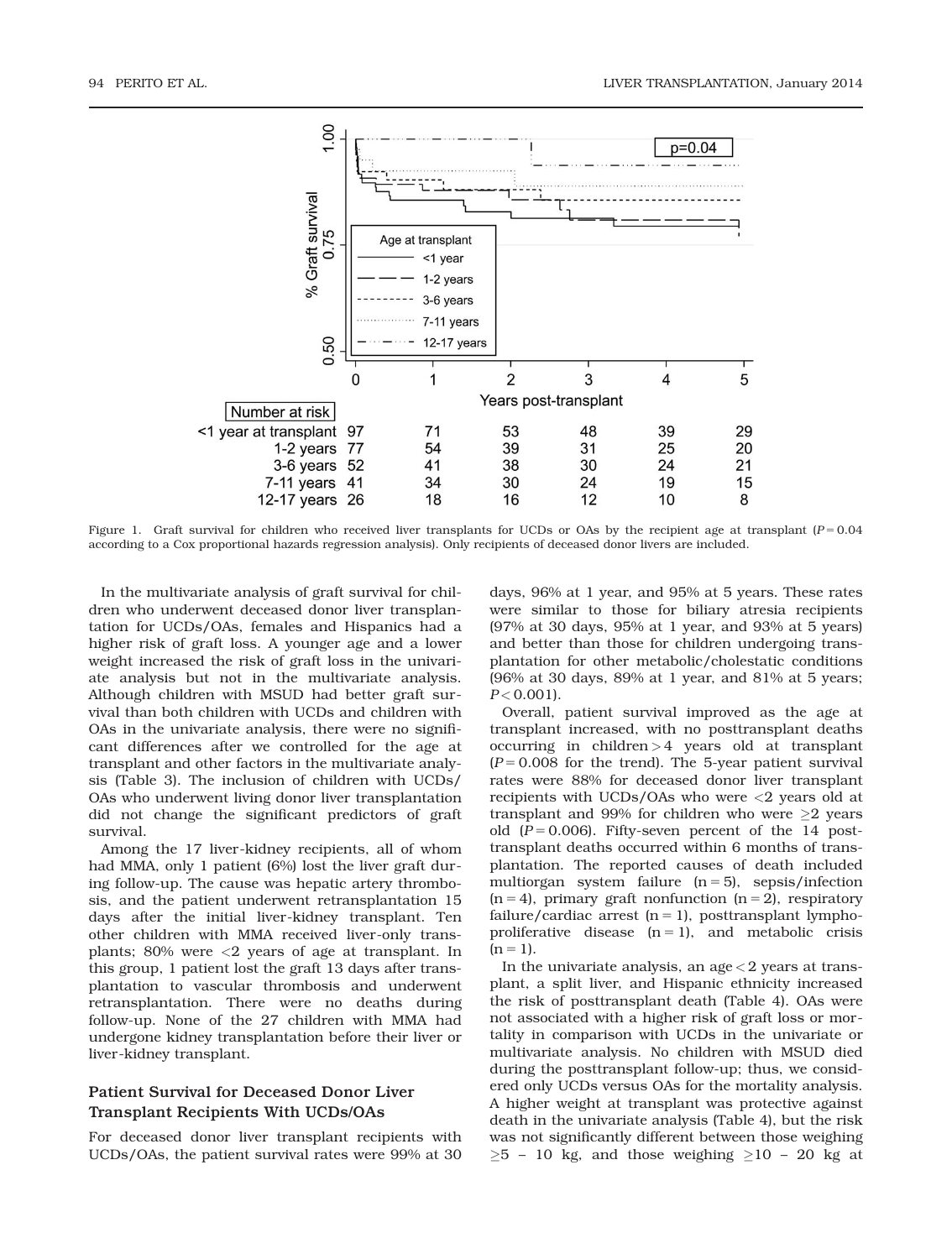| Number at risk | 0 | 1 | 2 | 3 | 4 | 5 |
|---|---|---|---|---|---|---|
| <1 year at transplant | 97 | 71 | 53 | 48 | 39 | 29 |
| 1-2 years | 77 | 54 | 39 | 31 | 25 | 20 |
| 3-6 years | 52 | 41 | 38 | 30 | 24 | 21 |
| 7-11 years | 41 | 34 | 30 | 24 | 19 | 15 |
| 12-17 years | 26 | 18 | 16 | 12 | 10 | 8 |

Figure 1. Graft survival for children who received liver transplants for UCDs or OAs by the recipient age at transplant ($P = 0.04$ according to a Cox proportional hazards regression analysis). Only recipients of deceased donor livers are included.

In the multivariate analysis of graft survival for children who underwent deceased donor liver transplantation for UCDs/OAs, females and Hispanics had a higher risk of graft loss. A younger age and a lower weight increased the risk of graft loss in the univariate analysis but not in the multivariate analysis. Although children with MSUD had better graft survival than both children with UCDs and children with OAs in the univariate analysis, there were no significant differences after we controlled for the age at transplant and other factors in the multivariate analysis (Table 3). The inclusion of children with UCDs/OAs who underwent living donor liver transplantation did not change the significant predictors of graft survival.

Among the 17 liver-kidney recipients, all of whom had MMA, only 1 patient (6%) lost the liver graft during follow-up. The cause was hepatic artery thrombosis, and the patient underwent retransplantation 15 days after the initial liver-kidney transplant. Ten other children with MMA received liver-only transplants; 80% were <2 years of age at transplant. In this group, 1 patient lost the graft 13 days after transplantation to vascular thrombosis and underwent retransplantation. There were no deaths during follow-up. None of the 27 children with MMA had undergone kidney transplantation before their liver or liver-kidney transplant.

### Patient Survival for Deceased Donor Liver Transplant Recipients With UCDs/OAs

For deceased donor liver transplant recipients with UCDs/OAs, the patient survival rates were 99% at 30 days, 96% at 1 year, and 95% at 5 years. These rates were similar to those for biliary atresia recipients (97% at 30 days, 95% at 1 year, and 93% at 5 years) and better than those for children undergoing transplantation for other metabolic/cholestatic conditions (96% at 30 days, 89% at 1 year, and 81% at 5 years; $P < 0.001$).

Overall, patient survival improved as the age at transplant increased, with no posttransplant deaths occurring in children > 4 years old at transplant ($P = 0.008$ for the trend). The 5-year patient survival rates were 88% for deceased donor liver transplant recipients with UCDs/OAs who were <2 years old at transplant and 99% for children who were ≥2 years old ($P = 0.006$). Fifty-seven percent of the 14 posttransplant deaths occurred within 6 months of transplantation. The reported causes of death included multiorgan system failure (n = 5), sepsis/infection (n = 4), primary graft nonfunction (n = 2), respiratory failure/cardiac arrest (n = 1), posttransplant lymphoproliferative disease (n = 1), and metabolic crisis (n = 1).

In the univariate analysis, an age < 2 years at transplant, a split liver, and Hispanic ethnicity increased the risk of posttransplant death (Table 4). OAs were not associated with a higher risk of graft loss or mortality in comparison with UCDs in the univariate or multivariate analysis. No children with MSUD died during the posttransplant follow-up; thus, we considered only UCDs versus OAs for the mortality analysis. A higher weight at transplant was protective against death in the univariate analysis (Table 4), but the risk was not significantly different between those weighing ≥5 – 10 kg, and those weighing ≥10 – 20 kg at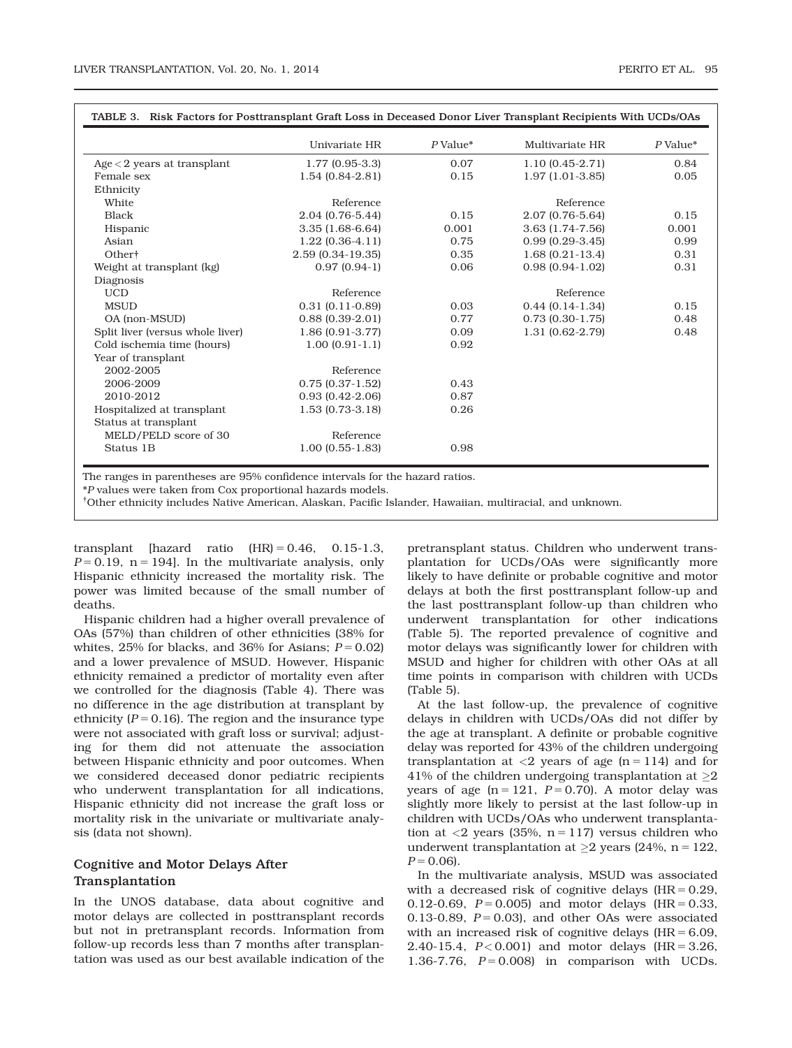**TABLE 3. Risk Factors for Posttransplant Graft Loss in Deceased Donor Liver Transplant Recipients With UCDs/OAs**

| | Univariate HR | *P* Value* | Multivariate HR | *P* Value* |
|---|---|---|---|---|
| Age < 2 years at transplant | 1.77 (0.95-3.3) | 0.07 | 1.10 (0.45-2.71) | 0.84 |
| Female sex | 1.54 (0.84-2.81) | 0.15 | 1.97 (1.01-3.85) | 0.05 |
| Ethnicity | | | | |
| White | Reference | | Reference | |
| Black | 2.04 (0.76-5.44) | 0.15 | 2.07 (0.76-5.64) | 0.15 |
| Hispanic | 3.35 (1.68-6.64) | 0.001 | 3.63 (1.74-7.56) | 0.001 |
| Asian | 1.22 (0.36-4.11) | 0.75 | 0.99 (0.29-3.45) | 0.99 |
| Other† | 2.59 (0.34-19.35) | 0.35 | 1.68 (0.21-13.4) | 0.31 |
| Weight at transplant (kg) | 0.97 (0.94-1) | 0.06 | 0.98 (0.94-1.02) | 0.31 |
| Diagnosis | | | | |
| UCD | Reference | | Reference | |
| MSUD | 0.31 (0.11-0.89) | 0.03 | 0.44 (0.14-1.34) | 0.15 |
| OA (non-MSUD) | 0.88 (0.39-2.01) | 0.77 | 0.73 (0.30-1.75) | 0.48 |
| Split liver (versus whole liver) | 1.86 (0.91-3.77) | 0.09 | 1.31 (0.62-2.79) | 0.48 |
| Cold ischemia time (hours) | 1.00 (0.91-1.1) | 0.92 | | |
| Year of transplant | | | | |
| 2002-2005 | Reference | | | |
| 2006-2009 | 0.75 (0.37-1.52) | 0.43 | | |
| 2010-2012 | 0.93 (0.42-2.06) | 0.87 | | |
| Hospitalized at transplant | 1.53 (0.73-3.18) | 0.26 | | |
| Status at transplant | | | | |
| MELD/PELD score of 30 | Reference | | | |
| Status 1B | 1.00 (0.55-1.83) | 0.98 | | |

The ranges in parentheses are 95% confidence intervals for the hazard ratios.

**P* values were taken from Cox proportional hazards models.

†Other ethnicity includes Native American, Alaskan, Pacific Islander, Hawaiian, multiracial, and unknown.

transplant [hazard ratio (HR) = 0.46, 0.15-1.3, $P = 0.19$, n = 194]. In the multivariate analysis, only Hispanic ethnicity increased the mortality risk. The power was limited because of the small number of deaths.

Hispanic children had a higher overall prevalence of OAs (57%) than children of other ethnicities (38% for whites, 25% for blacks, and 36% for Asians; $P = 0.02$) and a lower prevalence of MSUD. However, Hispanic ethnicity remained a predictor of mortality even after we controlled for the diagnosis (Table 4). There was no difference in the age distribution at transplant by ethnicity ($P = 0.16$). The region and the insurance type were not associated with graft loss or survival; adjusting for them did not attenuate the association between Hispanic ethnicity and poor outcomes. When we considered deceased donor pediatric recipients who underwent transplantation for all indications, Hispanic ethnicity did not increase the graft loss or mortality risk in the univariate or multivariate analysis (data not shown).

## Cognitive and Motor Delays After Transplantation

In the UNOS database, data about cognitive and motor delays are collected in posttransplant records but not in pretransplant records. Information from follow-up records less than 7 months after transplantation was used as our best available indication of the pretransplant status. Children who underwent transplantation for UCDs/OAs were significantly more likely to have definite or probable cognitive and motor delays at both the first posttransplant follow-up and the last posttransplant follow-up than children who underwent transplantation for other indications (Table 5). The reported prevalence of cognitive and motor delays was significantly lower for children with MSUD and higher for children with other OAs at all time points in comparison with children with UCDs (Table 5).

At the last follow-up, the prevalence of cognitive delays in children with UCDs/OAs did not differ by the age at transplant. A definite or probable cognitive delay was reported for 43% of the children undergoing transplantation at <2 years of age (n = 114) and for 41% of the children undergoing transplantation at ≥2 years of age (n = 121, $P = 0.70$). A motor delay was slightly more likely to persist at the last follow-up in children with UCDs/OAs who underwent transplantation at <2 years (35%, n = 117) versus children who underwent transplantation at ≥2 years (24%, n = 122, $P = 0.06$).

In the multivariate analysis, MSUD was associated with a decreased risk of cognitive delays (HR = 0.29, 0.12-0.69, $P = 0.005$) and motor delays (HR = 0.33, 0.13-0.89, $P = 0.03$), and other OAs were associated with an increased risk of cognitive delays (HR = 6.09, 2.40-15.4, $P < 0.001$) and motor delays (HR = 3.26, 1.36-7.76, $P = 0.008$) in comparison with UCDs.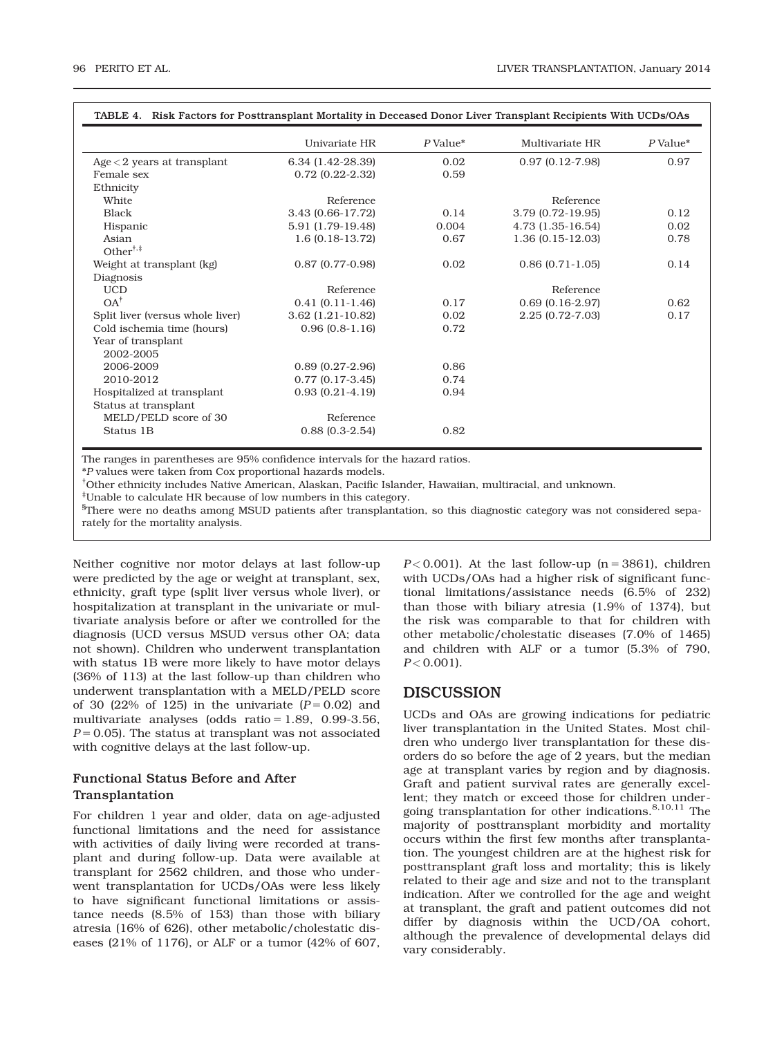**TABLE 4. Risk Factors for Posttransplant Mortality in Deceased Donor Liver Transplant Recipients With UCDs/OAs**

| | Univariate HR | *P* Value* | Multivariate HR | *P* Value* |
|---|---|---|---|---|
| Age < 2 years at transplant | 6.34 (1.42-28.39) | 0.02 | 0.97 (0.12-7.98) | 0.97 |
| Female sex | 0.72 (0.22-2.32) | 0.59 | | |
| Ethnicity | | | | |
| White | Reference | | Reference | |
| Black | 3.43 (0.66-17.72) | 0.14 | 3.79 (0.72-19.95) | 0.12 |
| Hispanic | 5.91 (1.79-19.48) | 0.004 | 4.73 (1.35-16.54) | 0.02 |
| Asian | 1.6 (0.18-13.72) | 0.67 | 1.36 (0.15-12.03) | 0.78 |
| Other[†,‡] | | | | |
| Weight at transplant (kg) | 0.87 (0.77-0.98) | 0.02 | 0.86 (0.71-1.05) | 0.14 |
| Diagnosis | | | | |
| UCD | Reference | | Reference | |
| OA[†] | 0.41 (0.11-1.46) | 0.17 | 0.69 (0.16-2.97) | 0.62 |
| Split liver (versus whole liver) | 3.62 (1.21-10.82) | 0.02 | 2.25 (0.72-7.03) | 0.17 |
| Cold ischemia time (hours) | 0.96 (0.8-1.16) | 0.72 | | |
| Year of transplant | | | | |
| 2002-2005 | | | | |
| 2006-2009 | 0.89 (0.27-2.96) | 0.86 | | |
| 2010-2012 | 0.77 (0.17-3.45) | 0.74 | | |
| Hospitalized at transplant | 0.93 (0.21-4.19) | 0.94 | | |
| Status at transplant | | | | |
| MELD/PELD score of 30 | Reference | | | |
| Status 1B | 0.88 (0.3-2.54) | 0.82 | | |

The ranges in parentheses are 95% confidence intervals for the hazard ratios.

**P* values were taken from Cox proportional hazards models.

[†]Other ethnicity includes Native American, Alaskan, Pacific Islander, Hawaiian, multiracial, and unknown.

[‡]Unable to calculate HR because of low numbers in this category.

[§]There were no deaths among MSUD patients after transplantation, so this diagnostic category was not considered separately for the mortality analysis.

Neither cognitive nor motor delays at last follow-up were predicted by the age or weight at transplant, sex, ethnicity, graft type (split liver versus whole liver), or hospitalization at transplant in the univariate or multivariate analysis before or after we controlled for the diagnosis (UCD versus MSUD versus other OA; data not shown). Children who underwent transplantation with status 1B were more likely to have motor delays (36% of 113) at the last follow-up than children who underwent transplantation with a MELD/PELD score of 30 (22% of 125) in the univariate ($P = 0.02$) and multivariate analyses (odds ratio = 1.89, 0.99-3.56, $P = 0.05$). The status at transplant was not associated with cognitive delays at the last follow-up.

### Functional Status Before and After Transplantation

For children 1 year and older, data on age-adjusted functional limitations and the need for assistance with activities of daily living were recorded at transplant and during follow-up. Data were available at transplant for 2562 children, and those who underwent transplantation for UCDs/OAs were less likely to have significant functional limitations or assistance needs (8.5% of 153) than those with biliary atresia (16% of 626), other metabolic/cholestatic diseases (21% of 1176), or ALF or a tumor (42% of 607, $P < 0.001$). At the last follow-up (n = 3861), children with UCDs/OAs had a higher risk of significant functional limitations/assistance needs (6.5% of 232) than those with biliary atresia (1.9% of 1374), but the risk was comparable to that for children with other metabolic/cholestatic diseases (7.0% of 1465) and children with ALF or a tumor (5.3% of 790, $P < 0.001$).

## DISCUSSION

UCDs and OAs are growing indications for pediatric liver transplantation in the United States. Most children who undergo liver transplantation for these disorders do so before the age of 2 years, but the median age at transplant varies by region and by diagnosis. Graft and patient survival rates are generally excellent; they match or exceed those for children undergoing transplantation for other indications.[8,10,11] The majority of posttransplant morbidity and mortality occurs within the first few months after transplantation. The youngest children are at the highest risk for posttransplant graft loss and mortality; this is likely related to their age and size and not to the transplant indication. After we controlled for the age and weight at transplant, the graft and patient outcomes did not differ by diagnosis within the UCD/OA cohort, although the prevalence of developmental delays did vary considerably.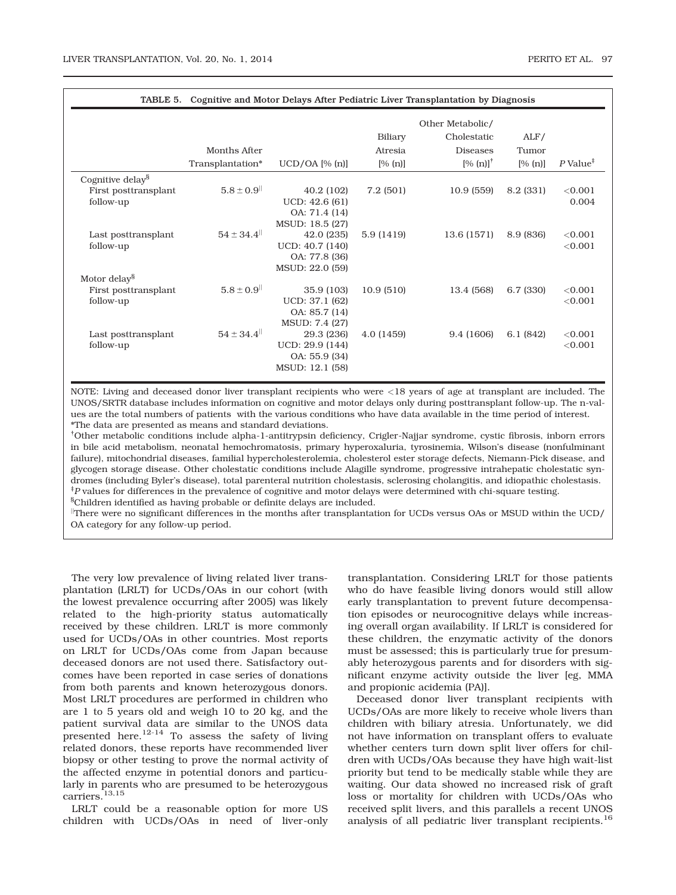**TABLE 5. Cognitive and Motor Delays After Pediatric Liver Transplantation by Diagnosis**

| | Months After Transplantation* | UCD/OA [% (n)] | Biliary Atresia [% (n)] | Other Metabolic/ Cholestatic Diseases [% (n)][†] | ALF/ Tumor [% (n)] | *P* Value[‡] |
|---|---|---|---|---|---|---|
| Cognitive delay[§] | | | | | | |
| First posttransplant follow-up | 5.8 ± 0.9[‖] | 40.2 (102) UCD: 42.6 (61) OA: 71.4 (14) MSUD: 18.5 (27) | 7.2 (501) | 10.9 (559) | 8.2 (331) | <0.001 0.004 |
| Last posttransplant follow-up | 54 ± 34.4[‖] | 42.0 (235) UCD: 40.7 (140) OA: 77.8 (36) MSUD: 22.0 (59) | 5.9 (1419) | 13.6 (1571) | 8.9 (836) | <0.001 <0.001 |
| Motor delay[§] | | | | | | |
| First posttransplant follow-up | 5.8 ± 0.9[‖] | 35.9 (103) UCD: 37.1 (62) OA: 85.7 (14) MSUD: 7.4 (27) | 10.9 (510) | 13.4 (568) | 6.7 (330) | <0.001 <0.001 |
| Last posttransplant follow-up | 54 ± 34.4[‖] | 29.3 (236) UCD: 29.9 (144) OA: 55.9 (34) MSUD: 12.1 (58) | 4.0 (1459) | 9.4 (1606) | 6.1 (842) | <0.001 <0.001 |

NOTE: Living and deceased donor liver transplant recipients who were <18 years of age at transplant are included. The UNOS/SRTR database includes information on cognitive and motor delays only during posttransplant follow-up. The n-values are the total numbers of patients with the various conditions who have data available in the time period of interest.

*The data are presented as means and standard deviations.

[†]Other metabolic conditions include alpha-1-antitrypsin deficiency, Crigler-Najjar syndrome, cystic fibrosis, inborn errors in bile acid metabolism, neonatal hemochromatosis, primary hyperoxaluria, tyrosinemia, Wilson's disease (nonfulminant failure), mitochondrial diseases, familial hypercholesterolemia, cholesterol ester storage defects, Niemann-Pick disease, and glycogen storage disease. Other cholestatic conditions include Alagille syndrome, progressive intrahepatic cholestatic syndromes (including Byler's disease), total parenteral nutrition cholestasis, sclerosing cholangitis, and idiopathic cholestasis.

[‡]*P* values for differences in the prevalence of cognitive and motor delays were determined with chi-square testing.

[§]Children identified as having probable or definite delays are included.

[‖]There were no significant differences in the months after transplantation for UCDs versus OAs or MSUD within the UCD/OA category for any follow-up period.

The very low prevalence of living related liver transplantation (LRLT) for UCDs/OAs in our cohort (with the lowest prevalence occurring after 2005) was likely related to the high-priority status automatically received by these children. LRLT is more commonly used for UCDs/OAs in other countries. Most reports on LRLT for UCDs/OAs come from Japan because deceased donors are not used there. Satisfactory outcomes have been reported in case series of donations from both parents and known heterozygous donors. Most LRLT procedures are performed in children who are 1 to 5 years old and weigh 10 to 20 kg, and the patient survival data are similar to the UNOS data presented here.[12-14] To assess the safety of living related donors, these reports have recommended liver biopsy or other testing to prove the normal activity of the affected enzyme in potential donors and particularly in parents who are presumed to be heterozygous carriers.[13,15]

LRLT could be a reasonable option for more US children with UCDs/OAs in need of liver-only transplantation. Considering LRLT for those patients who do have feasible living donors would still allow early transplantation to prevent future decompensation episodes or neurocognitive delays while increasing overall organ availability. If LRLT is considered for these children, the enzymatic activity of the donors must be assessed; this is particularly true for presumably heterozygous parents and for disorders with significant enzyme activity outside the liver [eg, MMA and propionic acidemia (PA)].

Deceased donor liver transplant recipients with UCDs/OAs are more likely to receive whole livers than children with biliary atresia. Unfortunately, we did not have information on transplant offers to evaluate whether centers turn down split liver offers for children with UCDs/OAs because they have high wait-list priority but tend to be medically stable while they are waiting. Our data showed no increased risk of graft loss or mortality for children with UCDs/OAs who received split livers, and this parallels a recent UNOS analysis of all pediatric liver transplant recipients.[16]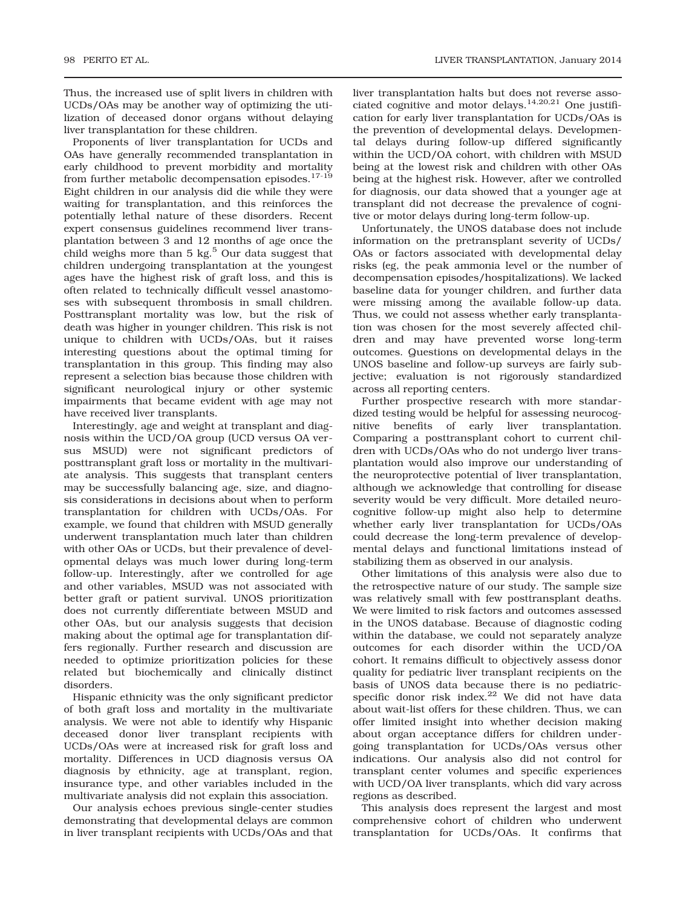Thus, the increased use of split livers in children with UCDs/OAs may be another way of optimizing the utilization of deceased donor organs without delaying liver transplantation for these children.

Proponents of liver transplantation for UCDs and OAs have generally recommended transplantation in early childhood to prevent morbidity and mortality from further metabolic decompensation episodes.[17-19] Eight children in our analysis did die while they were waiting for transplantation, and this reinforces the potentially lethal nature of these disorders. Recent expert consensus guidelines recommend liver transplantation between 3 and 12 months of age once the child weighs more than 5 kg.[5] Our data suggest that children undergoing transplantation at the youngest ages have the highest risk of graft loss, and this is often related to technically difficult vessel anastomoses with subsequent thrombosis in small children. Posttransplant mortality was low, but the risk of death was higher in younger children. This risk is not unique to children with UCDs/OAs, but it raises interesting questions about the optimal timing for transplantation in this group. This finding may also represent a selection bias because those children with significant neurological injury or other systemic impairments that became evident with age may not have received liver transplants.

Interestingly, age and weight at transplant and diagnosis within the UCD/OA group (UCD versus OA versus MSUD) were not significant predictors of posttransplant graft loss or mortality in the multivariate analysis. This suggests that transplant centers may be successfully balancing age, size, and diagnosis considerations in decisions about when to perform transplantation for children with UCDs/OAs. For example, we found that children with MSUD generally underwent transplantation much later than children with other OAs or UCDs, but their prevalence of developmental delays was much lower during long-term follow-up. Interestingly, after we controlled for age and other variables, MSUD was not associated with better graft or patient survival. UNOS prioritization does not currently differentiate between MSUD and other OAs, but our analysis suggests that decision making about the optimal age for transplantation differs regionally. Further research and discussion are needed to optimize prioritization policies for these related but biochemically and clinically distinct disorders.

Hispanic ethnicity was the only significant predictor of both graft loss and mortality in the multivariate analysis. We were not able to identify why Hispanic deceased donor liver transplant recipients with UCDs/OAs were at increased risk for graft loss and mortality. Differences in UCD diagnosis versus OA diagnosis by ethnicity, age at transplant, region, insurance type, and other variables included in the multivariate analysis did not explain this association.

Our analysis echoes previous single-center studies demonstrating that developmental delays are common in liver transplant recipients with UCDs/OAs and that liver transplantation halts but does not reverse associated cognitive and motor delays.[14,20,21] One justification for early liver transplantation for UCDs/OAs is the prevention of developmental delays. Developmental delays during follow-up differed significantly within the UCD/OA cohort, with children with MSUD being at the lowest risk and children with other OAs being at the highest risk. However, after we controlled for diagnosis, our data showed that a younger age at transplant did not decrease the prevalence of cognitive or motor delays during long-term follow-up.

Unfortunately, the UNOS database does not include information on the pretransplant severity of UCDs/OAs or factors associated with developmental delay risks (eg, the peak ammonia level or the number of decompensation episodes/hospitalizations). We lacked baseline data for younger children, and further data were missing among the available follow-up data. Thus, we could not assess whether early transplantation was chosen for the most severely affected children and may have prevented worse long-term outcomes. Questions on developmental delays in the UNOS baseline and follow-up surveys are fairly subjective; evaluation is not rigorously standardized across all reporting centers.

Further prospective research with more standardized testing would be helpful for assessing neurocognitive benefits of early liver transplantation. Comparing a posttransplant cohort to current children with UCDs/OAs who do not undergo liver transplantation would also improve our understanding of the neuroprotective potential of liver transplantation, although we acknowledge that controlling for disease severity would be very difficult. More detailed neurocognitive follow-up might also help to determine whether early liver transplantation for UCDs/OAs could decrease the long-term prevalence of developmental delays and functional limitations instead of stabilizing them as observed in our analysis.

Other limitations of this analysis were also due to the retrospective nature of our study. The sample size was relatively small with few posttransplant deaths. We were limited to risk factors and outcomes assessed in the UNOS database. Because of diagnostic coding within the database, we could not separately analyze outcomes for each disorder within the UCD/OA cohort. It remains difficult to objectively assess donor quality for pediatric liver transplant recipients on the basis of UNOS data because there is no pediatric-specific donor risk index.[22] We did not have data about wait-list offers for these children. Thus, we can offer limited insight into whether decision making about organ acceptance differs for children undergoing transplantation for UCDs/OAs versus other indications. Our analysis also did not control for transplant center volumes and specific experiences with UCD/OA liver transplants, which did vary across regions as described.

This analysis does represent the largest and most comprehensive cohort of children who underwent transplantation for UCDs/OAs. It confirms that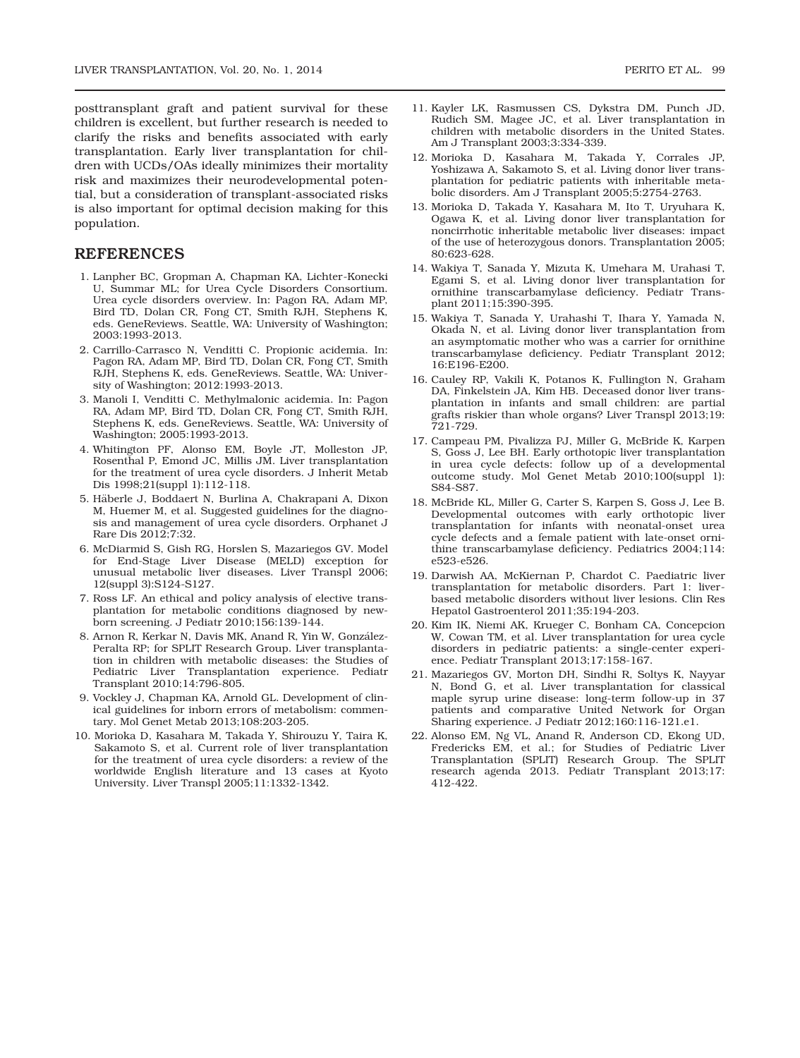posttransplant graft and patient survival for these children is excellent, but further research is needed to clarify the risks and benefits associated with early transplantation. Early liver transplantation for children with UCDs/OAs ideally minimizes their mortality risk and maximizes their neurodevelopmental potential, but a consideration of transplant-associated risks is also important for optimal decision making for this population.

## REFERENCES

1. Lanpher BC, Gropman A, Chapman KA, Lichter-Konecki U, Summar ML; for Urea Cycle Disorders Consortium. Urea cycle disorders overview. In: Pagon RA, Adam MP, Bird TD, Dolan CR, Fong CT, Smith RJH, Stephens K, eds. GeneReviews. Seattle, WA: University of Washington; 2003:1993-2013.
2. Carrillo-Carrasco N, Venditti C. Propionic acidemia. In: Pagon RA, Adam MP, Bird TD, Dolan CR, Fong CT, Smith RJH, Stephens K, eds. GeneReviews. Seattle, WA: University of Washington; 2012:1993-2013.
3. Manoli I, Venditti C. Methylmalonic acidemia. In: Pagon RA, Adam MP, Bird TD, Dolan CR, Fong CT, Smith RJH, Stephens K, eds. GeneReviews. Seattle, WA: University of Washington; 2005:1993-2013.
4. Whitington PF, Alonso EM, Boyle JT, Molleston JP, Rosenthal P, Emond JC, Millis JM. Liver transplantation for the treatment of urea cycle disorders. J Inherit Metab Dis 1998;21(suppl 1):112-118.
5. Häberle J, Boddaert N, Burlina A, Chakrapani A, Dixon M, Huemer M, et al. Suggested guidelines for the diagnosis and management of urea cycle disorders. Orphanet J Rare Dis 2012;7:32.
6. McDiarmid S, Gish RG, Horslen S, Mazariegos GV. Model for End-Stage Liver Disease (MELD) exception for unusual metabolic liver diseases. Liver Transpl 2006; 12(suppl 3):S124-S127.
7. Ross LF. An ethical and policy analysis of elective transplantation for metabolic conditions diagnosed by newborn screening. J Pediatr 2010;156:139-144.
8. Arnon R, Kerkar N, Davis MK, Anand R, Yin W, González-Peralta RP; for SPLIT Research Group. Liver transplantation in children with metabolic diseases: the Studies of Pediatric Liver Transplantation experience. Pediatr Transplant 2010;14:796-805.
9. Vockley J, Chapman KA, Arnold GL. Development of clinical guidelines for inborn errors of metabolism: commentary. Mol Genet Metab 2013;108:203-205.
10. Morioka D, Kasahara M, Takada Y, Shirouzu Y, Taira K, Sakamoto S, et al. Current role of liver transplantation for the treatment of urea cycle disorders: a review of the worldwide English literature and 13 cases at Kyoto University. Liver Transpl 2005;11:1332-1342.
11. Kayler LK, Rasmussen CS, Dykstra DM, Punch JD, Rudich SM, Magee JC, et al. Liver transplantation in children with metabolic disorders in the United States. Am J Transplant 2003;3:334-339.
12. Morioka D, Kasahara M, Takada Y, Corrales JP, Yoshizawa A, Sakamoto S, et al. Living donor liver transplantation for pediatric patients with inheritable metabolic disorders. Am J Transplant 2005;5:2754-2763.
13. Morioka D, Takada Y, Kasahara M, Ito T, Uryuhara K, Ogawa K, et al. Living donor liver transplantation for noncirrhotic inheritable metabolic liver diseases: impact of the use of heterozygous donors. Transplantation 2005; 80:623-628.
14. Wakiya T, Sanada Y, Mizuta K, Umehara M, Urahasi T, Egami S, et al. Living donor liver transplantation for ornithine transcarbamylase deficiency. Pediatr Transplant 2011;15:390-395.
15. Wakiya T, Sanada Y, Urahashi T, Ihara Y, Yamada N, Okada N, et al. Living donor liver transplantation from an asymptomatic mother who was a carrier for ornithine transcarbamylase deficiency. Pediatr Transplant 2012; 16:E196-E200.
16. Cauley RP, Vakili K, Potanos K, Fullington N, Graham DA, Finkelstein JA, Kim HB. Deceased donor liver transplantation in infants and small children: are partial grafts riskier than whole organs? Liver Transpl 2013;19: 721-729.
17. Campeau PM, Pivalizza PJ, Miller G, McBride K, Karpen S, Goss J, Lee BH. Early orthotopic liver transplantation in urea cycle defects: follow up of a developmental outcome study. Mol Genet Metab 2010;100(suppl 1): S84-S87.
18. McBride KL, Miller G, Carter S, Karpen S, Goss J, Lee B. Developmental outcomes with early orthotopic liver transplantation for infants with neonatal-onset urea cycle defects and a female patient with late-onset ornithine transcarbamylase deficiency. Pediatrics 2004;114: e523-e526.
19. Darwish AA, McKiernan P, Chardot C. Paediatric liver transplantation for metabolic disorders. Part 1: liver-based metabolic disorders without liver lesions. Clin Res Hepatol Gastroenterol 2011;35:194-203.
20. Kim IK, Niemi AK, Krueger C, Bonham CA, Concepcion W, Cowan TM, et al. Liver transplantation for urea cycle disorders in pediatric patients: a single-center experience. Pediatr Transplant 2013;17:158-167.
21. Mazariegos GV, Morton DH, Sindhi R, Soltys K, Nayyar N, Bond G, et al. Liver transplantation for classical maple syrup urine disease: long-term follow-up in 37 patients and comparative United Network for Organ Sharing experience. J Pediatr 2012;160:116-121.e1.
22. Alonso EM, Ng VL, Anand R, Anderson CD, Ekong UD, Fredericks EM, et al.; for Studies of Pediatric Liver Transplantation (SPLIT) Research Group. The SPLIT research agenda 2013. Pediatr Transplant 2013;17: 412-422.